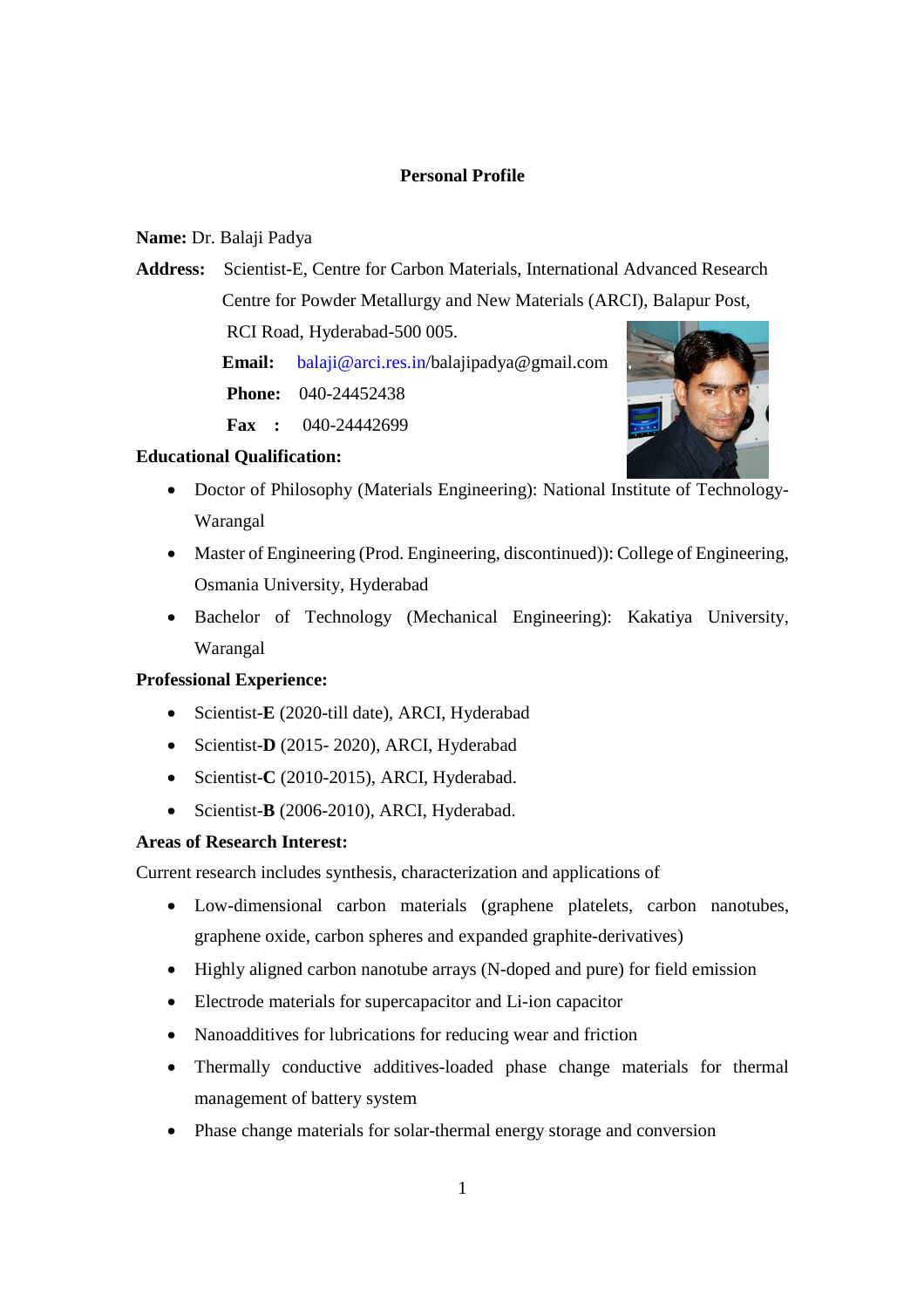# Personal Profile

**Name:** Dr. Balaji Padya

**Address:** Scientist-E, Centre for Carbon Materials, International Advanced Research Centre for Powder Metallurgy and New Materials (ARCI), Balapur Post, RCI Road, Hyderabad-500 005.

**Email:** balaji@arci.res.in/balajipadya@gmail.com

**Phone:** 040-24452438

**Fax :** 040-24442699

**Educational Qualification:**

- Doctor of Philosophy (Materials Engineering): National Institute of Technology-Warangal
- Master of Engineering (Prod. Engineering, discontinued)): College of Engineering, Osmania University, Hyderabad
- Bachelor of Technology (Mechanical Engineering): Kakatiya University, Warangal

**Professional Experience:**

- Scientist-**E** (2020-till date), ARCI, Hyderabad
- Scientist-**D** (2015- 2020), ARCI, Hyderabad
- Scientist-**C** (2010-2015), ARCI, Hyderabad.
- Scientist-**B** (2006-2010), ARCI, Hyderabad.

**Areas of Research Interest:**

Current research includes synthesis, characterization and applications of

- Low-dimensional carbon materials (graphene platelets, carbon nanotubes, graphene oxide, carbon spheres and expanded graphite-derivatives)
- Highly aligned carbon nanotube arrays (N-doped and pure) for field emission
- Electrode materials for supercapacitor and Li-ion capacitor
- Nanoadditives for lubrications for reducing wear and friction
- Thermally conductive additives-loaded phase change materials for thermal management of battery system
- Phase change materials for solar-thermal energy storage and conversion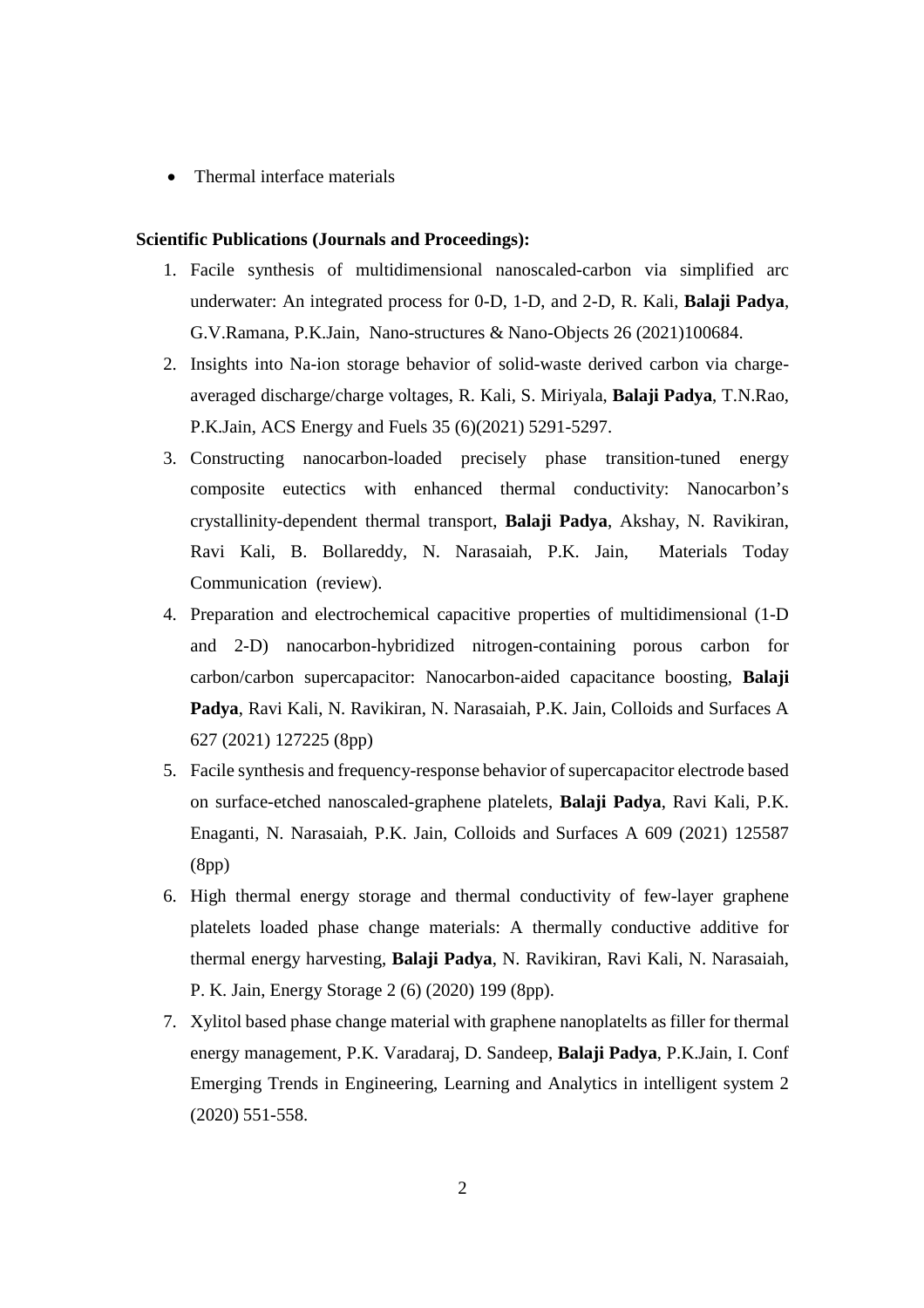- Thermal interface materials

**Scientific Publications (Journals and Proceedings):**

1. Facile synthesis of multidimensional nanoscaled-carbon via simplified arc underwater: An integrated process for 0-D, 1-D, and 2-D, R. Kali, **Balaji Padya**, G.V.Ramana, P.K.Jain, Nano-structures & Nano-Objects 26 (2021)100684.
2. Insights into Na-ion storage behavior of solid-waste derived carbon via charge-averaged discharge/charge voltages, R. Kali, S. Miriyala, **Balaji Padya**, T.N.Rao, P.K.Jain, ACS Energy and Fuels 35 (6)(2021) 5291-5297.
3. Constructing nanocarbon-loaded precisely phase transition-tuned energy composite eutectics with enhanced thermal conductivity: Nanocarbon's crystallinity-dependent thermal transport, **Balaji Padya**, Akshay, N. Ravikiran, Ravi Kali, B. Bollareddy, N. Narasaiah, P.K. Jain, Materials Today Communication (review).
4. Preparation and electrochemical capacitive properties of multidimensional (1-D and 2-D) nanocarbon-hybridized nitrogen-containing porous carbon for carbon/carbon supercapacitor: Nanocarbon-aided capacitance boosting, **Balaji Padya**, Ravi Kali, N. Ravikiran, N. Narasaiah, P.K. Jain, Colloids and Surfaces A 627 (2021) 127225 (8pp)
5. Facile synthesis and frequency-response behavior of supercapacitor electrode based on surface-etched nanoscaled-graphene platelets, **Balaji Padya**, Ravi Kali, P.K. Enaganti, N. Narasaiah, P.K. Jain, Colloids and Surfaces A 609 (2021) 125587 (8pp)
6. High thermal energy storage and thermal conductivity of few-layer graphene platelets loaded phase change materials: A thermally conductive additive for thermal energy harvesting, **Balaji Padya**, N. Ravikiran, Ravi Kali, N. Narasaiah, P. K. Jain, Energy Storage 2 (6) (2020) 199 (8pp).
7. Xylitol based phase change material with graphene nanoplatelts as filler for thermal energy management, P.K. Varadaraj, D. Sandeep, **Balaji Padya**, P.K.Jain, I. Conf Emerging Trends in Engineering, Learning and Analytics in intelligent system 2 (2020) 551-558.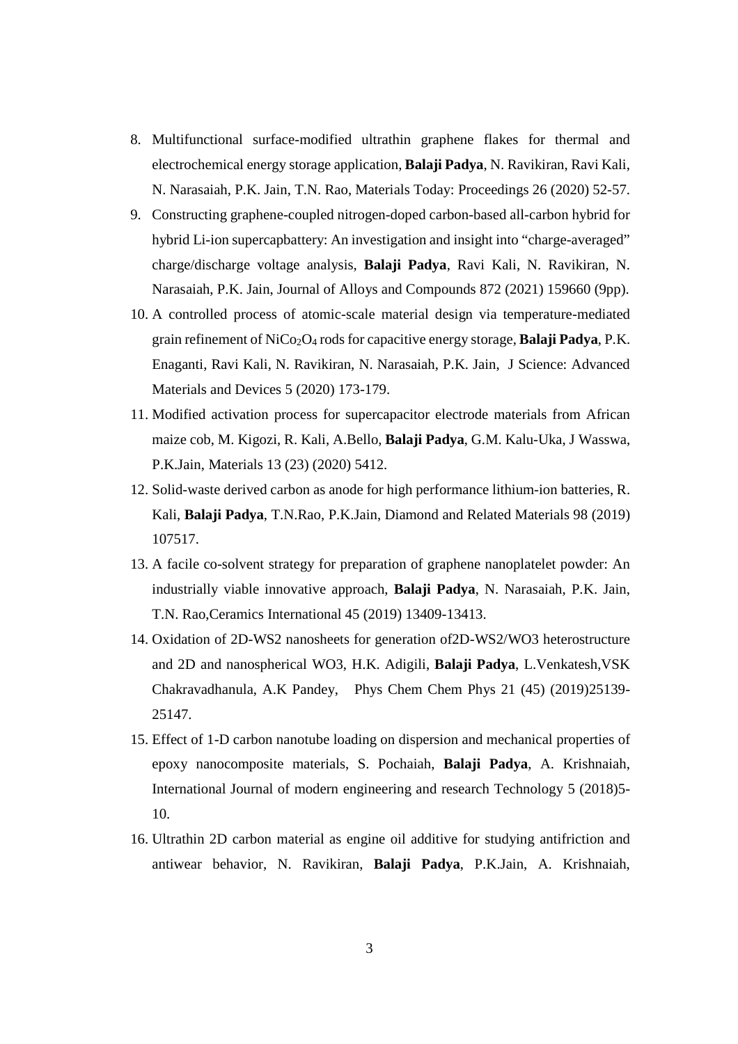8. Multifunctional surface-modified ultrathin graphene flakes for thermal and electrochemical energy storage application, **Balaji Padya**, N. Ravikiran, Ravi Kali, N. Narasaiah, P.K. Jain, T.N. Rao, Materials Today: Proceedings 26 (2020) 52-57.
9. Constructing graphene-coupled nitrogen-doped carbon-based all-carbon hybrid for hybrid Li-ion supercapbattery: An investigation and insight into "charge-averaged" charge/discharge voltage analysis, **Balaji Padya**, Ravi Kali, N. Ravikiran, N. Narasaiah, P.K. Jain, Journal of Alloys and Compounds 872 (2021) 159660 (9pp).
10. A controlled process of atomic-scale material design via temperature-mediated grain refinement of $NiCo_2O_4$ rods for capacitive energy storage, **Balaji Padya**, P.K. Enaganti, Ravi Kali, N. Ravikiran, N. Narasaiah, P.K. Jain, J Science: Advanced Materials and Devices 5 (2020) 173-179.
11. Modified activation process for supercapacitor electrode materials from African maize cob, M. Kigozi, R. Kali, A.Bello, **Balaji Padya**, G.M. Kalu-Uka, J Wasswa, P.K.Jain, Materials 13 (23) (2020) 5412.
12. Solid-waste derived carbon as anode for high performance lithium-ion batteries, R. Kali, **Balaji Padya**, T.N.Rao, P.K.Jain, Diamond and Related Materials 98 (2019) 107517.
13. A facile co-solvent strategy for preparation of graphene nanoplatelet powder: An industrially viable innovative approach, **Balaji Padya**, N. Narasaiah, P.K. Jain, T.N. Rao,Ceramics International 45 (2019) 13409-13413.
14. Oxidation of 2D-WS2 nanosheets for generation of2D-WS2/WO3 heterostructure and 2D and nanospherical WO3, H.K. Adigili, **Balaji Padya**, L.Venkatesh,VSK Chakravadhanula, A.K Pandey, Phys Chem Chem Phys 21 (45) (2019)25139-25147.
15. Effect of 1-D carbon nanotube loading on dispersion and mechanical properties of epoxy nanocomposite materials, S. Pochaiah, **Balaji Padya**, A. Krishnaiah, International Journal of modern engineering and research Technology 5 (2018)5-10.
16. Ultrathin 2D carbon material as engine oil additive for studying antifriction and antiwear behavior, N. Ravikiran, **Balaji Padya**, P.K.Jain, A. Krishnaiah,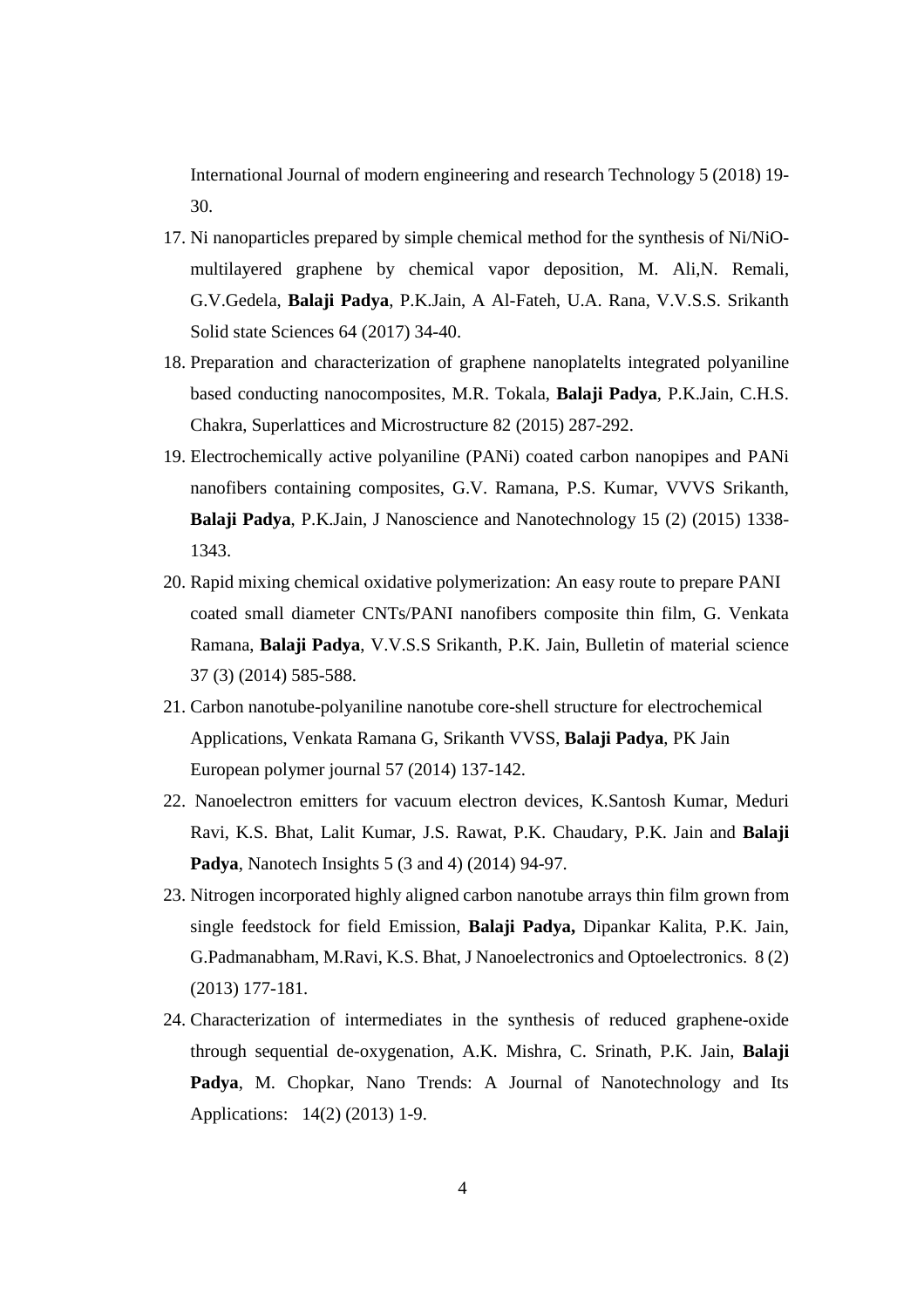International Journal of modern engineering and research Technology 5 (2018) 19-30.

17. Ni nanoparticles prepared by simple chemical method for the synthesis of Ni/NiO-multilayered graphene by chemical vapor deposition, M. Ali,N. Remali, G.V.Gedela, **Balaji Padya**, P.K.Jain, A Al-Fateh, U.A. Rana, V.V.S.S. Srikanth Solid state Sciences 64 (2017) 34-40.
18. Preparation and characterization of graphene nanoplatelts integrated polyaniline based conducting nanocomposites, M.R. Tokala, **Balaji Padya**, P.K.Jain, C.H.S. Chakra, Superlattices and Microstructure 82 (2015) 287-292.
19. Electrochemically active polyaniline (PANi) coated carbon nanopipes and PANi nanofibers containing composites, G.V. Ramana, P.S. Kumar, VVVS Srikanth, **Balaji Padya**, P.K.Jain, J Nanoscience and Nanotechnology 15 (2) (2015) 1338-1343.
20. Rapid mixing chemical oxidative polymerization: An easy route to prepare PANI coated small diameter CNTs/PANI nanofibers composite thin film, G. Venkata Ramana, **Balaji Padya**, V.V.S.S Srikanth, P.K. Jain, Bulletin of material science 37 (3) (2014) 585-588.
21. Carbon nanotube-polyaniline nanotube core-shell structure for electrochemical Applications, Venkata Ramana G, Srikanth VVSS, **Balaji Padya**, PK Jain European polymer journal 57 (2014) 137-142.
22. Nanoelectron emitters for vacuum electron devices, K.Santosh Kumar, Meduri Ravi, K.S. Bhat, Lalit Kumar, J.S. Rawat, P.K. Chaudary, P.K. Jain and **Balaji Padya**, Nanotech Insights 5 (3 and 4) (2014) 94-97.
23. Nitrogen incorporated highly aligned carbon nanotube arrays thin film grown from single feedstock for field Emission, **Balaji Padya,** Dipankar Kalita, P.K. Jain, G.Padmanabham, M.Ravi, K.S. Bhat, J Nanoelectronics and Optoelectronics. 8 (2) (2013) 177-181.
24. Characterization of intermediates in the synthesis of reduced graphene-oxide through sequential de-oxygenation, A.K. Mishra, C. Srinath, P.K. Jain, **Balaji Padya**, M. Chopkar, Nano Trends: A Journal of Nanotechnology and Its Applications: 14(2) (2013) 1-9.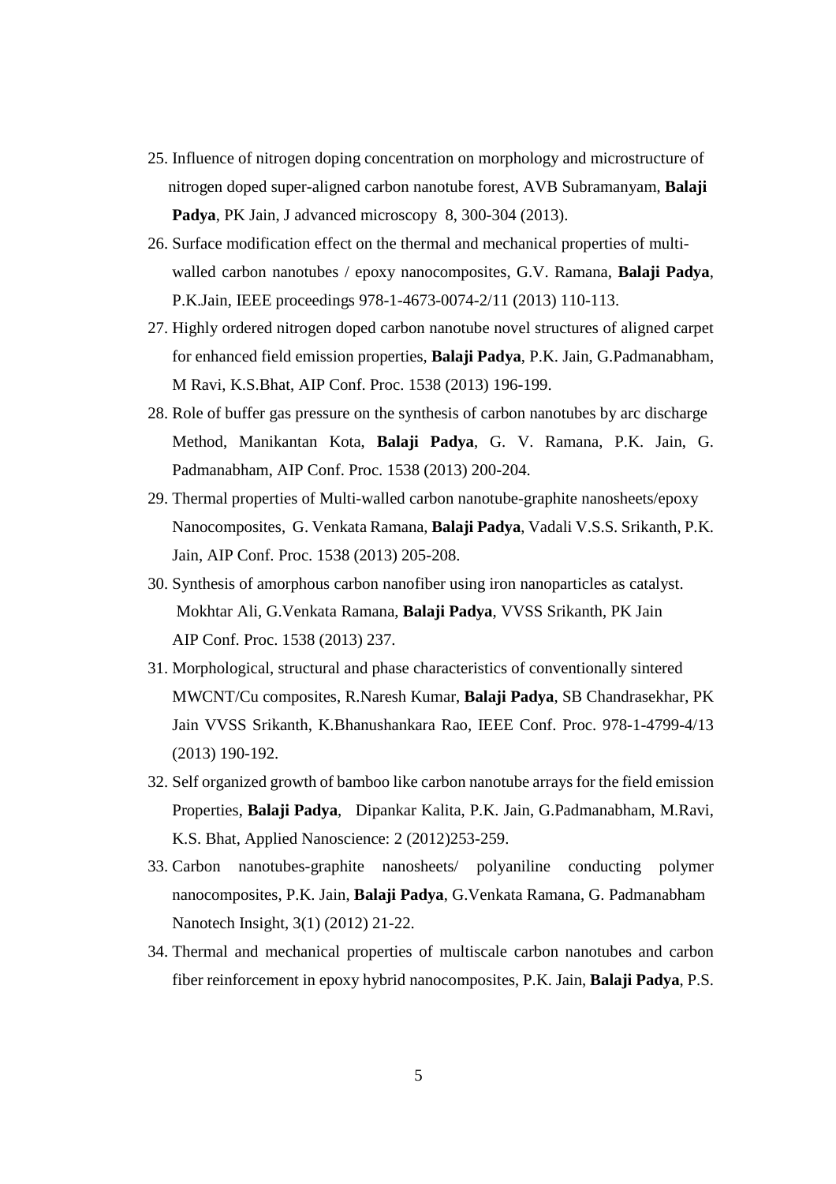25. Influence of nitrogen doping concentration on morphology and microstructure of nitrogen doped super-aligned carbon nanotube forest, AVB Subramanyam, **Balaji Padya**, PK Jain, J advanced microscopy 8, 300-304 (2013).
26. Surface modification effect on the thermal and mechanical properties of multi-walled carbon nanotubes / epoxy nanocomposites, G.V. Ramana, **Balaji Padya**, P.K.Jain, IEEE proceedings 978-1-4673-0074-2/11 (2013) 110-113.
27. Highly ordered nitrogen doped carbon nanotube novel structures of aligned carpet for enhanced field emission properties, **Balaji Padya**, P.K. Jain, G.Padmanabham, M Ravi, K.S.Bhat, AIP Conf. Proc. 1538 (2013) 196-199.
28. Role of buffer gas pressure on the synthesis of carbon nanotubes by arc discharge Method, Manikantan Kota, **Balaji Padya**, G. V. Ramana, P.K. Jain, G. Padmanabham, AIP Conf. Proc. 1538 (2013) 200-204.
29. Thermal properties of Multi-walled carbon nanotube-graphite nanosheets/epoxy Nanocomposites, G. Venkata Ramana, **Balaji Padya**, Vadali V.S.S. Srikanth, P.K. Jain, AIP Conf. Proc. 1538 (2013) 205-208.
30. Synthesis of amorphous carbon nanofiber using iron nanoparticles as catalyst. Mokhtar Ali, G.Venkata Ramana, **Balaji Padya**, VVSS Srikanth, PK Jain AIP Conf. Proc. 1538 (2013) 237.
31. Morphological, structural and phase characteristics of conventionally sintered MWCNT/Cu composites, R.Naresh Kumar, **Balaji Padya**, SB Chandrasekhar, PK Jain VVSS Srikanth, K.Bhanushankara Rao, IEEE Conf. Proc. 978-1-4799-4/13 (2013) 190-192.
32. Self organized growth of bamboo like carbon nanotube arrays for the field emission Properties, **Balaji Padya**, Dipankar Kalita, P.K. Jain, G.Padmanabham, M.Ravi, K.S. Bhat, Applied Nanoscience: 2 (2012)253-259.
33. Carbon nanotubes-graphite nanosheets/ polyaniline conducting polymer nanocomposites, P.K. Jain, **Balaji Padya**, G.Venkata Ramana, G. Padmanabham Nanotech Insight, 3(1) (2012) 21-22.
34. Thermal and mechanical properties of multiscale carbon nanotubes and carbon fiber reinforcement in epoxy hybrid nanocomposites, P.K. Jain, **Balaji Padya**, P.S.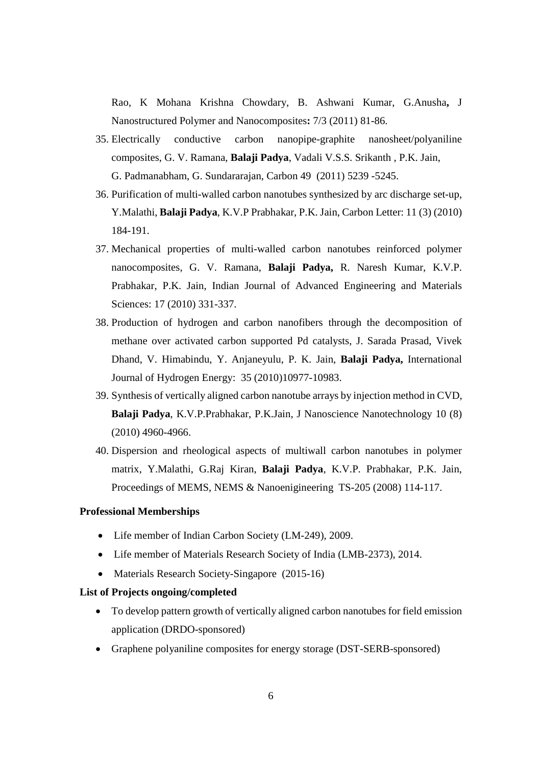Rao, K Mohana Krishna Chowdary, B. Ashwani Kumar, G.Anusha**,** J Nanostructured Polymer and Nanocomposites**:** 7/3 (2011) 81-86.

35. Electrically conductive carbon nanopipe-graphite nanosheet/polyaniline composites, G. V. Ramana, **Balaji Padya**, Vadali V.S.S. Srikanth , P.K. Jain, G. Padmanabham, G. Sundararajan, Carbon 49 (2011) 5239 -5245.
36. Purification of multi-walled carbon nanotubes synthesized by arc discharge set-up, Y.Malathi, **Balaji Padya**, K.V.P Prabhakar, P.K. Jain, Carbon Letter: 11 (3) (2010) 184-191.
37. Mechanical properties of multi-walled carbon nanotubes reinforced polymer nanocomposites, G. V. Ramana, **Balaji Padya,** R. Naresh Kumar, K.V.P. Prabhakar, P.K. Jain, Indian Journal of Advanced Engineering and Materials Sciences: 17 (2010) 331-337.
38. Production of hydrogen and carbon nanofibers through the decomposition of methane over activated carbon supported Pd catalysts, J. Sarada Prasad, Vivek Dhand, V. Himabindu, Y. Anjaneyulu, P. K. Jain, **Balaji Padya,** International Journal of Hydrogen Energy: 35 (2010)10977-10983.
39. Synthesis of vertically aligned carbon nanotube arrays by injection method in CVD, **Balaji Padya**, K.V.P.Prabhakar, P.K.Jain, J Nanoscience Nanotechnology 10 (8) (2010) 4960-4966.
40. Dispersion and rheological aspects of multiwall carbon nanotubes in polymer matrix, Y.Malathi, G.Raj Kiran, **Balaji Padya**, K.V.P. Prabhakar, P.K. Jain, Proceedings of MEMS, NEMS & Nanoenigineering TS-205 (2008) 114-117.

**Professional Memberships**

- Life member of Indian Carbon Society (LM-249), 2009.
- Life member of Materials Research Society of India (LMB-2373), 2014.
- Materials Research Society-Singapore (2015-16)

**List of Projects ongoing/completed**

- To develop pattern growth of vertically aligned carbon nanotubes for field emission application (DRDO-sponsored)
- Graphene polyaniline composites for energy storage (DST-SERB-sponsored)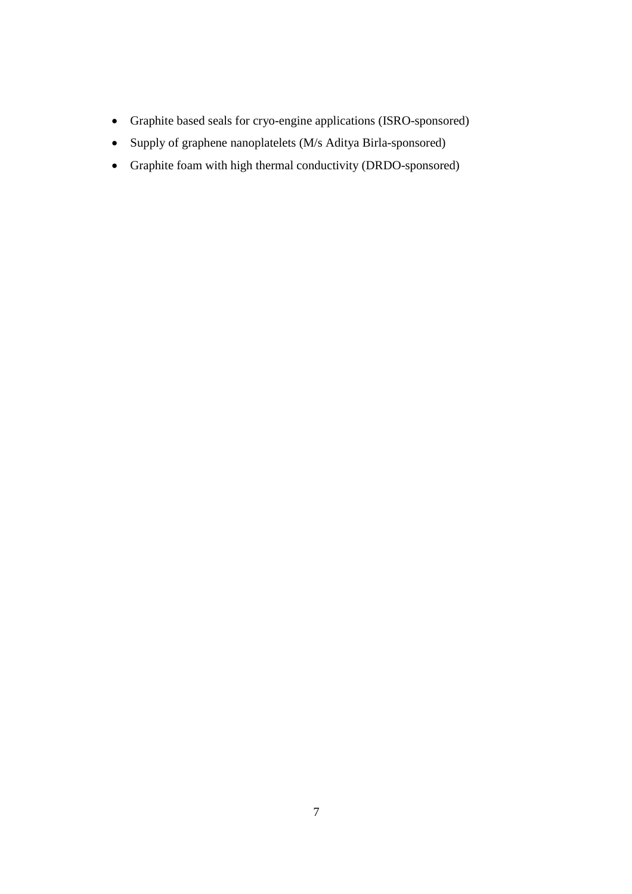- Graphite based seals for cryo-engine applications (ISRO-sponsored)
- Supply of graphene nanoplatelets (M/s Aditya Birla-sponsored)
- Graphite foam with high thermal conductivity (DRDO-sponsored)